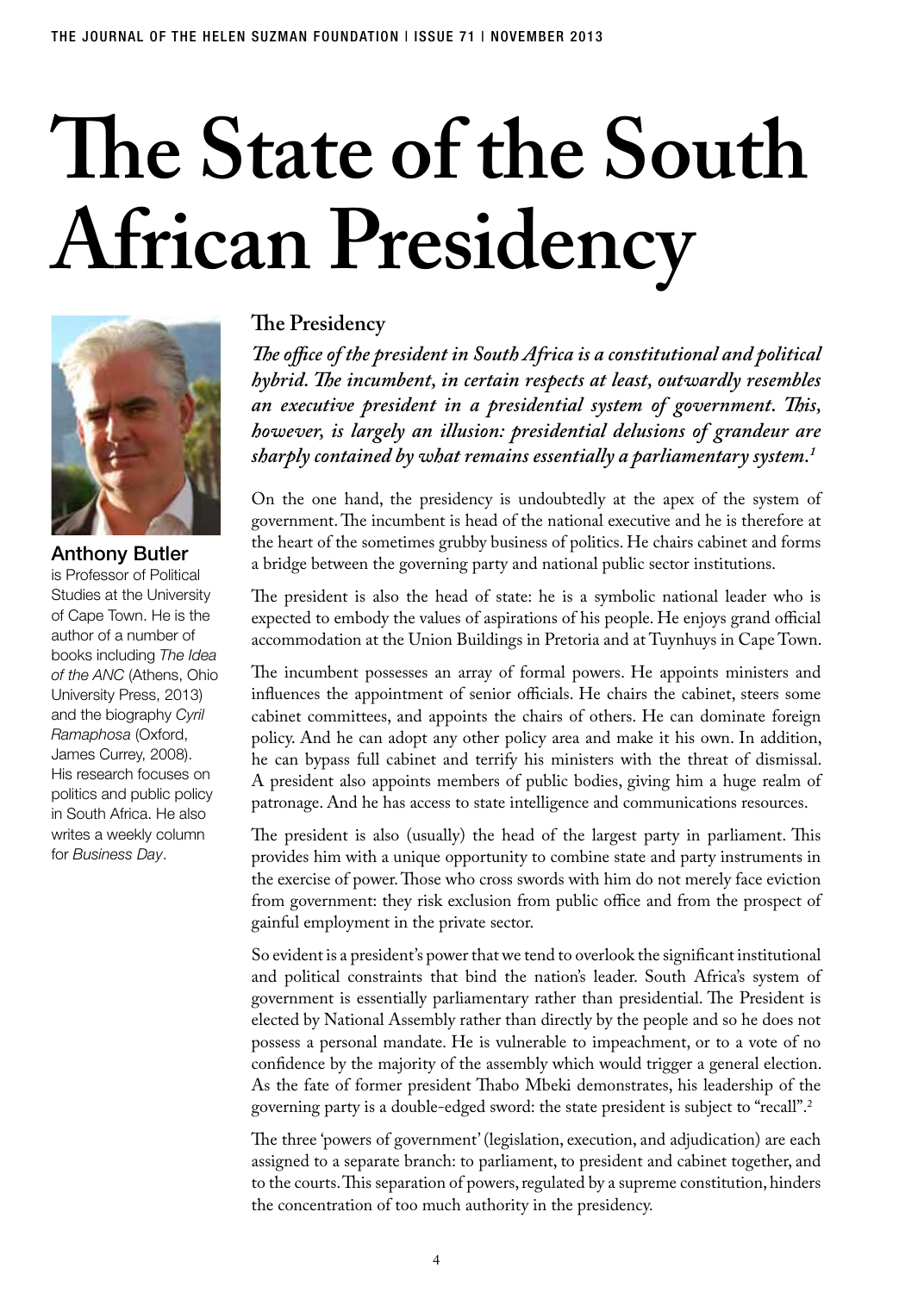# The State of the South African Presidency

**Anthony Butler** is Professor of Political Studies at the University of Cape Town. He is the author of a number of books including *The Idea of the ANC* (Athens, Ohio University Press, 2013) and the biography *Cyril Ramaphosa* (Oxford, James Currey, 2008). His research focuses on politics and public policy in South Africa. He also writes a weekly column for *Business Day*.

## The Presidency

***The office of the president in South Africa is a constitutional and political hybrid. The incumbent, in certain respects at least, outwardly resembles an executive president in a presidential system of government. This, however, is largely an illusion: presidential delusions of grandeur are sharply contained by what remains essentially a parliamentary system.[1]***

On the one hand, the presidency is undoubtedly at the apex of the system of government. The incumbent is head of the national executive and he is therefore at the heart of the sometimes grubby business of politics. He chairs cabinet and forms a bridge between the governing party and national public sector institutions.

The president is also the head of state: he is a symbolic national leader who is expected to embody the values of aspirations of his people. He enjoys grand official accommodation at the Union Buildings in Pretoria and at Tuynhuys in Cape Town.

The incumbent possesses an array of formal powers. He appoints ministers and influences the appointment of senior officials. He chairs the cabinet, steers some cabinet committees, and appoints the chairs of others. He can dominate foreign policy. And he can adopt any other policy area and make it his own. In addition, he can bypass full cabinet and terrify his ministers with the threat of dismissal. A president also appoints members of public bodies, giving him a huge realm of patronage. And he has access to state intelligence and communications resources.

The president is also (usually) the head of the largest party in parliament. This provides him with a unique opportunity to combine state and party instruments in the exercise of power. Those who cross swords with him do not merely face eviction from government: they risk exclusion from public office and from the prospect of gainful employment in the private sector.

So evident is a president's power that we tend to overlook the significant institutional and political constraints that bind the nation's leader. South Africa's system of government is essentially parliamentary rather than presidential. The President is elected by National Assembly rather than directly by the people and so he does not possess a personal mandate. He is vulnerable to impeachment, or to a vote of no confidence by the majority of the assembly which would trigger a general election. As the fate of former president Thabo Mbeki demonstrates, his leadership of the governing party is a double-edged sword: the state president is subject to "recall".[2]

The three 'powers of government' (legislation, execution, and adjudication) are each assigned to a separate branch: to parliament, to president and cabinet together, and to the courts. This separation of powers, regulated by a supreme constitution, hinders the concentration of too much authority in the presidency.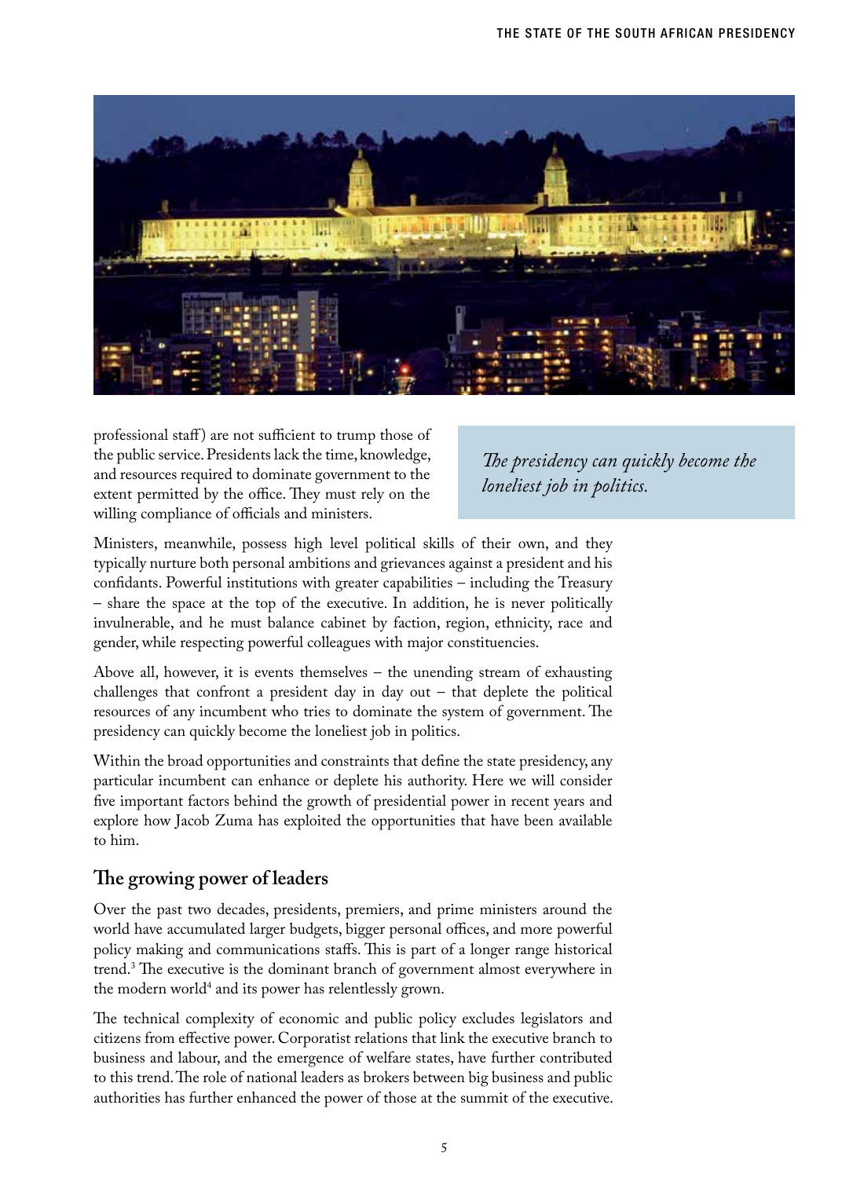professional staff) are not sufficient to trump those of the public service. Presidents lack the time, knowledge, and resources required to dominate government to the extent permitted by the office. They must rely on the willing compliance of officials and ministers.

> *The presidency can quickly become the loneliest job in politics.*

Ministers, meanwhile, possess high level political skills of their own, and they typically nurture both personal ambitions and grievances against a president and his confidants. Powerful institutions with greater capabilities – including the Treasury – share the space at the top of the executive. In addition, he is never politically invulnerable, and he must balance cabinet by faction, region, ethnicity, race and gender, while respecting powerful colleagues with major constituencies.

Above all, however, it is events themselves – the unending stream of exhausting challenges that confront a president day in day out – that deplete the political resources of any incumbent who tries to dominate the system of government. The presidency can quickly become the loneliest job in politics.

Within the broad opportunities and constraints that define the state presidency, any particular incumbent can enhance or deplete his authority. Here we will consider five important factors behind the growth of presidential power in recent years and explore how Jacob Zuma has exploited the opportunities that have been available to him.

## The growing power of leaders

Over the past two decades, presidents, premiers, and prime ministers around the world have accumulated larger budgets, bigger personal offices, and more powerful policy making and communications staffs. This is part of a longer range historical trend.[3] The executive is the dominant branch of government almost everywhere in the modern world[4] and its power has relentlessly grown.

The technical complexity of economic and public policy excludes legislators and citizens from effective power. Corporatist relations that link the executive branch to business and labour, and the emergence of welfare states, have further contributed to this trend. The role of national leaders as brokers between big business and public authorities has further enhanced the power of those at the summit of the executive.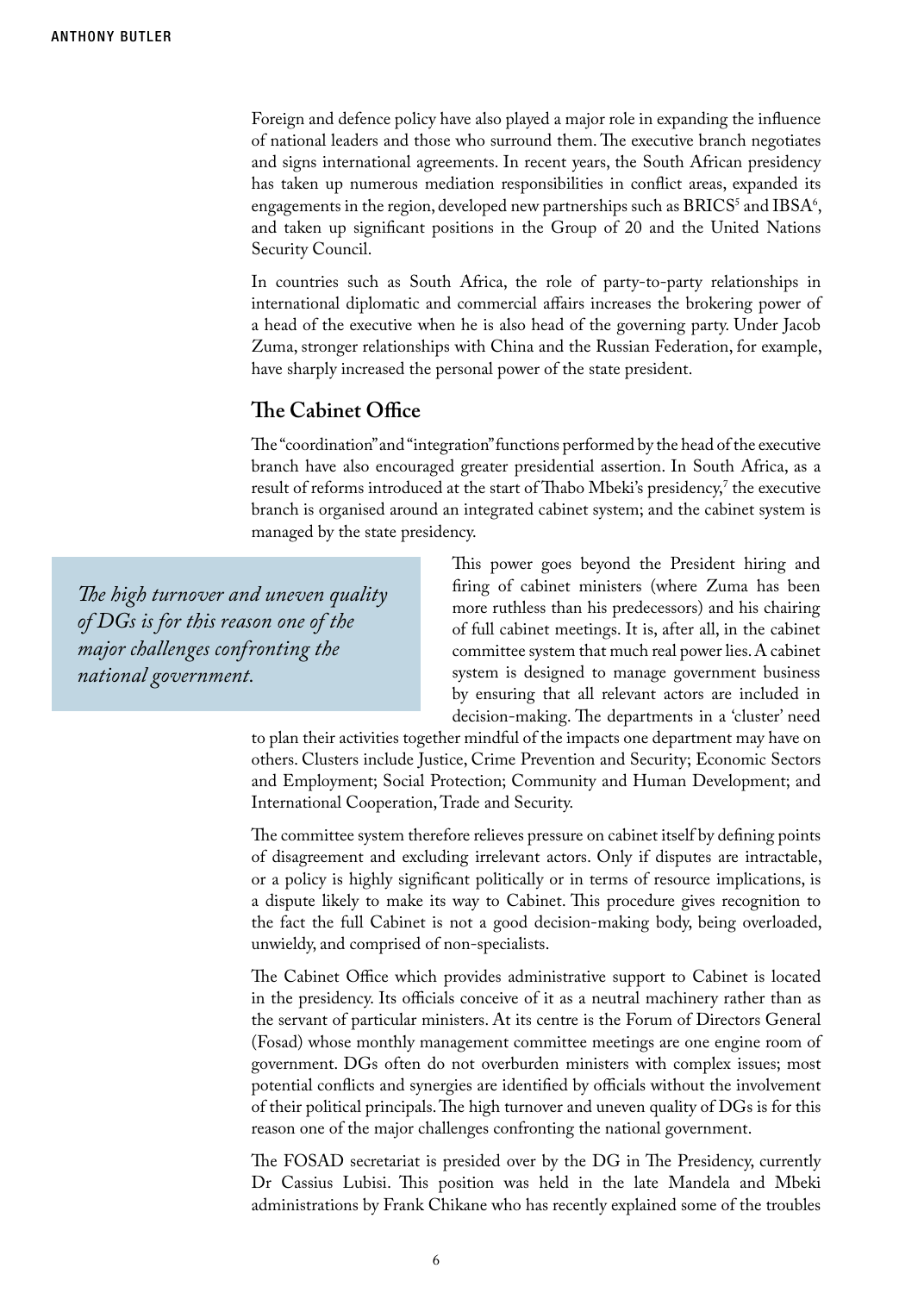Foreign and defence policy have also played a major role in expanding the influence of national leaders and those who surround them. The executive branch negotiates and signs international agreements. In recent years, the South African presidency has taken up numerous mediation responsibilities in conflict areas, expanded its engagements in the region, developed new partnerships such as BRICS[5] and IBSA[6], and taken up significant positions in the Group of 20 and the United Nations Security Council.

In countries such as South Africa, the role of party-to-party relationships in international diplomatic and commercial affairs increases the brokering power of a head of the executive when he is also head of the governing party. Under Jacob Zuma, stronger relationships with China and the Russian Federation, for example, have sharply increased the personal power of the state president.

## The Cabinet Office

The "coordination" and "integration" functions performed by the head of the executive branch have also encouraged greater presidential assertion. In South Africa, as a result of reforms introduced at the start of Thabo Mbeki's presidency,[7] the executive branch is organised around an integrated cabinet system; and the cabinet system is managed by the state presidency.

> *The high turnover and uneven quality of DGs is for this reason one of the major challenges confronting the national government.*

This power goes beyond the President hiring and firing of cabinet ministers (where Zuma has been more ruthless than his predecessors) and his chairing of full cabinet meetings. It is, after all, in the cabinet committee system that much real power lies. A cabinet system is designed to manage government business by ensuring that all relevant actors are included in decision-making. The departments in a 'cluster' need to plan their activities together mindful of the impacts one department may have on others. Clusters include Justice, Crime Prevention and Security; Economic Sectors and Employment; Social Protection; Community and Human Development; and International Cooperation, Trade and Security.

The committee system therefore relieves pressure on cabinet itself by defining points of disagreement and excluding irrelevant actors. Only if disputes are intractable, or a policy is highly significant politically or in terms of resource implications, is a dispute likely to make its way to Cabinet. This procedure gives recognition to the fact the full Cabinet is not a good decision-making body, being overloaded, unwieldy, and comprised of non-specialists.

The Cabinet Office which provides administrative support to Cabinet is located in the presidency. Its officials conceive of it as a neutral machinery rather than as the servant of particular ministers. At its centre is the Forum of Directors General (Fosad) whose monthly management committee meetings are one engine room of government. DGs often do not overburden ministers with complex issues; most potential conflicts and synergies are identified by officials without the involvement of their political principals. The high turnover and uneven quality of DGs is for this reason one of the major challenges confronting the national government.

The FOSAD secretariat is presided over by the DG in The Presidency, currently Dr Cassius Lubisi. This position was held in the late Mandela and Mbeki administrations by Frank Chikane who has recently explained some of the troubles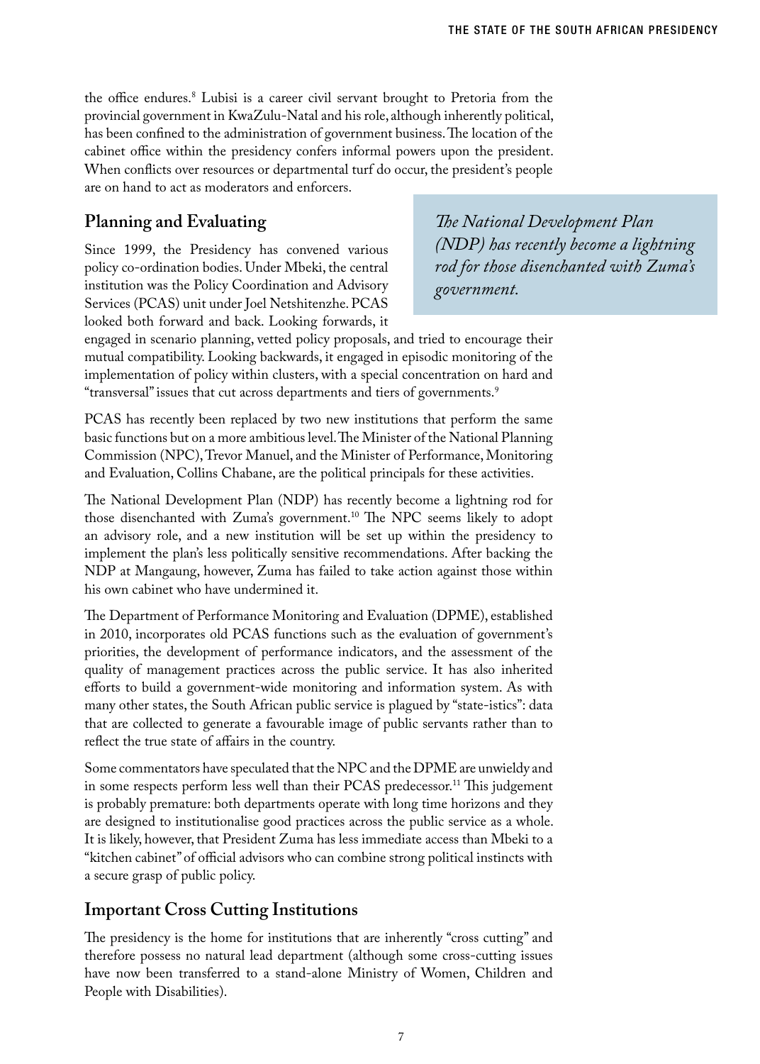the office endures.[8] Lubisi is a career civil servant brought to Pretoria from the provincial government in KwaZulu-Natal and his role, although inherently political, has been confined to the administration of government business. The location of the cabinet office within the presidency confers informal powers upon the president. When conflicts over resources or departmental turf do occur, the president's people are on hand to act as moderators and enforcers.

## Planning and Evaluating

Since 1999, the Presidency has convened various policy co-ordination bodies. Under Mbeki, the central institution was the Policy Coordination and Advisory Services (PCAS) unit under Joel Netshitenzhe. PCAS looked both forward and back. Looking forwards, it engaged in scenario planning, vetted policy proposals, and tried to encourage their mutual compatibility. Looking backwards, it engaged in episodic monitoring of the implementation of policy within clusters, with a special concentration on hard and "transversal" issues that cut across departments and tiers of governments.[9]

> *The National Development Plan (NDP) has recently become a lightning rod for those disenchanted with Zuma's government.*

PCAS has recently been replaced by two new institutions that perform the same basic functions but on a more ambitious level. The Minister of the National Planning Commission (NPC), Trevor Manuel, and the Minister of Performance, Monitoring and Evaluation, Collins Chabane, are the political principals for these activities.

The National Development Plan (NDP) has recently become a lightning rod for those disenchanted with Zuma's government.[10] The NPC seems likely to adopt an advisory role, and a new institution will be set up within the presidency to implement the plan's less politically sensitive recommendations. After backing the NDP at Mangaung, however, Zuma has failed to take action against those within his own cabinet who have undermined it.

The Department of Performance Monitoring and Evaluation (DPME), established in 2010, incorporates old PCAS functions such as the evaluation of government's priorities, the development of performance indicators, and the assessment of the quality of management practices across the public service. It has also inherited efforts to build a government-wide monitoring and information system. As with many other states, the South African public service is plagued by "state-istics": data that are collected to generate a favourable image of public servants rather than to reflect the true state of affairs in the country.

Some commentators have speculated that the NPC and the DPME are unwieldy and in some respects perform less well than their PCAS predecessor.[11] This judgement is probably premature: both departments operate with long time horizons and they are designed to institutionalise good practices across the public service as a whole. It is likely, however, that President Zuma has less immediate access than Mbeki to a "kitchen cabinet" of official advisors who can combine strong political instincts with a secure grasp of public policy.

## Important Cross Cutting Institutions

The presidency is the home for institutions that are inherently "cross cutting" and therefore possess no natural lead department (although some cross-cutting issues have now been transferred to a stand-alone Ministry of Women, Children and People with Disabilities).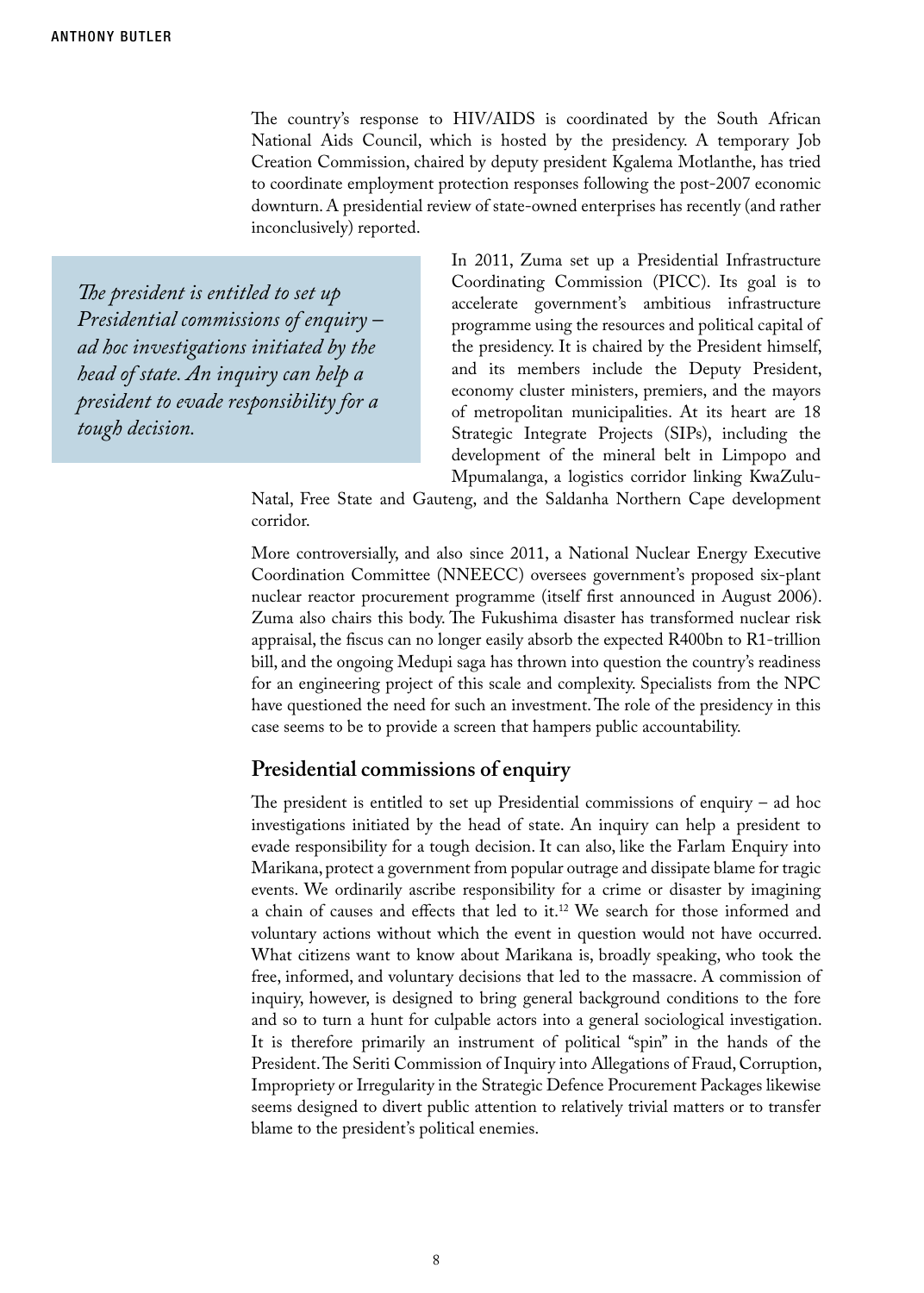The country's response to HIV/AIDS is coordinated by the South African National Aids Council, which is hosted by the presidency. A temporary Job Creation Commission, chaired by deputy president Kgalema Motlanthe, has tried to coordinate employment protection responses following the post-2007 economic downturn. A presidential review of state-owned enterprises has recently (and rather inconclusively) reported.

> *The president is entitled to set up Presidential commissions of enquiry – ad hoc investigations initiated by the head of state. An inquiry can help a president to evade responsibility for a tough decision.*

In 2011, Zuma set up a Presidential Infrastructure Coordinating Commission (PICC). Its goal is to accelerate government's ambitious infrastructure programme using the resources and political capital of the presidency. It is chaired by the President himself, and its members include the Deputy President, economy cluster ministers, premiers, and the mayors of metropolitan municipalities. At its heart are 18 Strategic Integrate Projects (SIPs), including the development of the mineral belt in Limpopo and Mpumalanga, a logistics corridor linking KwaZulu-Natal, Free State and Gauteng, and the Saldanha Northern Cape development corridor.

More controversially, and also since 2011, a National Nuclear Energy Executive Coordination Committee (NNEECC) oversees government's proposed six-plant nuclear reactor procurement programme (itself first announced in August 2006). Zuma also chairs this body. The Fukushima disaster has transformed nuclear risk appraisal, the fiscus can no longer easily absorb the expected R400bn to R1-trillion bill, and the ongoing Medupi saga has thrown into question the country's readiness for an engineering project of this scale and complexity. Specialists from the NPC have questioned the need for such an investment. The role of the presidency in this case seems to be to provide a screen that hampers public accountability.

## Presidential commissions of enquiry

The president is entitled to set up Presidential commissions of enquiry – ad hoc investigations initiated by the head of state. An inquiry can help a president to evade responsibility for a tough decision. It can also, like the Farlam Enquiry into Marikana, protect a government from popular outrage and dissipate blame for tragic events. We ordinarily ascribe responsibility for a crime or disaster by imagining a chain of causes and effects that led to it.[12] We search for those informed and voluntary actions without which the event in question would not have occurred. What citizens want to know about Marikana is, broadly speaking, who took the free, informed, and voluntary decisions that led to the massacre. A commission of inquiry, however, is designed to bring general background conditions to the fore and so to turn a hunt for culpable actors into a general sociological investigation. It is therefore primarily an instrument of political "spin" in the hands of the President. The Seriti Commission of Inquiry into Allegations of Fraud, Corruption, Impropriety or Irregularity in the Strategic Defence Procurement Packages likewise seems designed to divert public attention to relatively trivial matters or to transfer blame to the president's political enemies.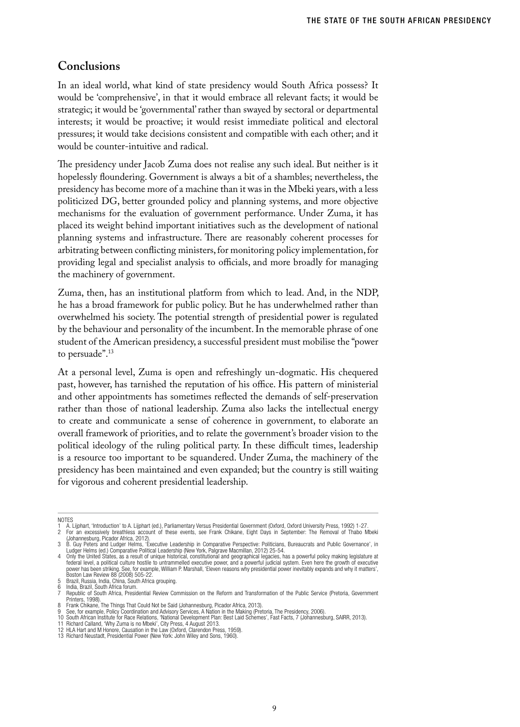## Conclusions

In an ideal world, what kind of state presidency would South Africa possess? It would be 'comprehensive', in that it would embrace all relevant facts; it would be strategic; it would be 'governmental' rather than swayed by sectoral or departmental interests; it would be proactive; it would resist immediate political and electoral pressures; it would take decisions consistent and compatible with each other; and it would be counter-intuitive and radical.

The presidency under Jacob Zuma does not realise any such ideal. But neither is it hopelessly floundering. Government is always a bit of a shambles; nevertheless, the presidency has become more of a machine than it was in the Mbeki years, with a less politicized DG, better grounded policy and planning systems, and more objective mechanisms for the evaluation of government performance. Under Zuma, it has placed its weight behind important initiatives such as the development of national planning systems and infrastructure. There are reasonably coherent processes for arbitrating between conflicting ministers, for monitoring policy implementation, for providing legal and specialist analysis to officials, and more broadly for managing the machinery of government.

Zuma, then, has an institutional platform from which to lead. And, in the NDP, he has a broad framework for public policy. But he has underwhelmed rather than overwhelmed his society. The potential strength of presidential power is regulated by the behaviour and personality of the incumbent. In the memorable phrase of one student of the American presidency, a successful president must mobilise the "power to persuade".[13]

At a personal level, Zuma is open and refreshingly un-dogmatic. His chequered past, however, has tarnished the reputation of his office. His pattern of ministerial and other appointments has sometimes reflected the demands of self-preservation rather than those of national leadership. Zuma also lacks the intellectual energy to create and communicate a sense of coherence in government, to elaborate an overall framework of priorities, and to relate the government's broader vision to the political ideology of the ruling political party. In these difficult times, leadership is a resource too important to be squandered. Under Zuma, the machinery of the presidency has been maintained and even expanded; but the country is still waiting for vigorous and coherent presidential leadership.

---

NOTES

1. A. Lijphart, 'Introduction' to A. Lijphart (ed.), Parliamentary Versus Presidential Government (Oxford, Oxford University Press, 1992) 1-27.
2. For an excessively breathless account of these events, see Frank Chikane, Eight Days in September: The Removal of Thabo Mbeki (Johannesburg, Picador Africa, 2012).
3. B. Guy Peters and Ludger Helms, 'Executive Leadership in Comparative Perspective: Politicians, Bureaucrats and Public Governance', in Ludger Helms (ed.) Comparative Political Leadership (New York, Palgrave Macmillan, 2012) 25-54.
4. Only the United States, as a result of unique historical, constitutional and geographical legacies, has a powerful policy making legislature at federal level, a political culture hostile to untrammelled executive power, and a powerful judicial system. Even here the growth of executive power has been striking. See, for example, William P. Marshall, 'Eleven reasons why presidential power inevitably expands and why it matters', Boston Law Review 88 (2008) 505-22.
5. Brazil, Russia, India, China, South Africa grouping.
6. India, Brazil, South Africa forum.
7. Republic of South Africa, Presidential Review Commission on the Reform and Transformation of the Public Service (Pretoria, Government Printers, 1998).
8. Frank Chikane, The Things That Could Not be Said (Johannesburg, Picador Africa, 2013).
9. See, for example, Policy Coordination and Advisory Services, A Nation in the Making (Pretoria, The Presidency, 2006).
10. South African Institute for Race Relations, 'National Development Plan: Best Laid Schemes', Fast Facts, 7 (Johannesburg, SAIRR, 2013).
11. Richard Calland, 'Why Zuma is no Mbeki', City Press, 4 August 2013.
12. HLA Hart and M Honore, Causation in the Law (Oxford, Clarendon Press, 1959).
13. Richard Neustadt, Presidential Power (New York: John Wiley and Sons, 1960).